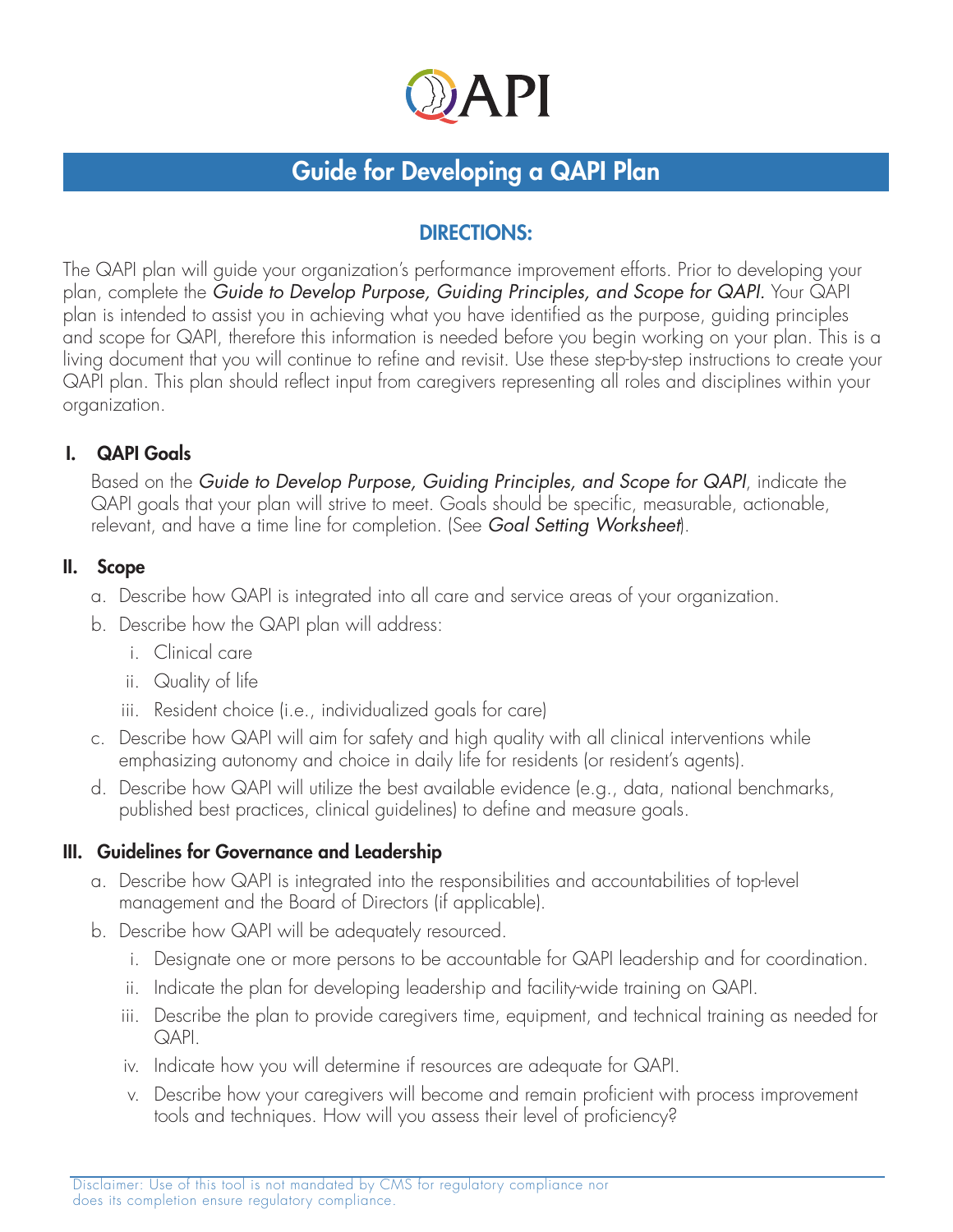# QAPI

## Guide for Developing a QAPI Plan

### DIRECTIONS:

The QAPI plan will guide your organization's performance improvement efforts. Prior to developing your plan, complete the *Guide to Develop Purpose, Guiding Principles, and Scope for QAPI.* Your QAPI plan is intended to assist you in achieving what you have identified as the purpose, guiding principles and scope for QAPI, therefore this information is needed before you begin working on your plan. This is a living document that you will continue to refine and revisit. Use these step-by-step instructions to create your QAPI plan. This plan should reflect input from caregivers representing all roles and disciplines within your organization.

### I. QAPI Goals

Based on the *Guide to Develop Purpose, Guiding Principles, and Scope for QAPI*, indicate the QAPI goals that your plan will strive to meet. Goals should be specific, measurable, actionable, relevant, and have a time line for completion. (See *Goal Setting Worksheet*).

### II. Scope

a. Describe how QAPI is integrated into all care and service areas of your organization.

b. Describe how the QAPI plan will address:

   i. Clinical care

   ii. Quality of life

   iii. Resident choice (i.e., individualized goals for care)

c. Describe how QAPI will aim for safety and high quality with all clinical interventions while emphasizing autonomy and choice in daily life for residents (or resident's agents).

d. Describe how QAPI will utilize the best available evidence (e.g., data, national benchmarks, published best practices, clinical guidelines) to define and measure goals.

### III. Guidelines for Governance and Leadership

a. Describe how QAPI is integrated into the responsibilities and accountabilities of top-level management and the Board of Directors (if applicable).

b. Describe how QAPI will be adequately resourced.

   i. Designate one or more persons to be accountable for QAPI leadership and for coordination.

   ii. Indicate the plan for developing leadership and facility-wide training on QAPI.

   iii. Describe the plan to provide caregivers time, equipment, and technical training as needed for QAPI.

   iv. Indicate how you will determine if resources are adequate for QAPI.

   v. Describe how your caregivers will become and remain proficient with process improvement tools and techniques. How will you assess their level of proficiency?

Disclaimer: Use of this tool is not mandated by CMS for regulatory compliance nor does its completion ensure regulatory compliance.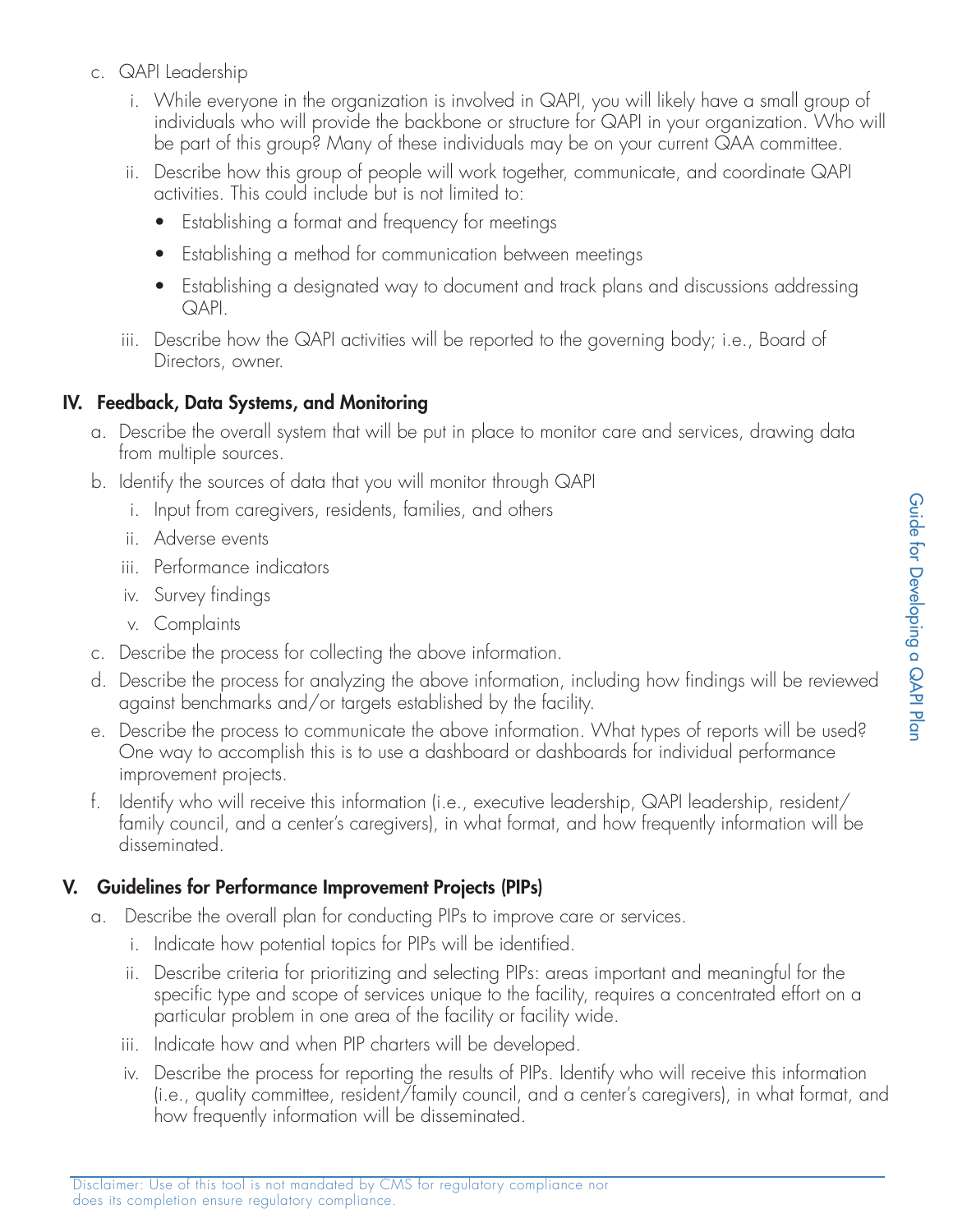c. QAPI Leadership

   i. While everyone in the organization is involved in QAPI, you will likely have a small group of individuals who will provide the backbone or structure for QAPI in your organization. Who will be part of this group? Many of these individuals may be on your current QAA committee.

   ii. Describe how this group of people will work together, communicate, and coordinate QAPI activities. This could include but is not limited to:

      - Establishing a format and frequency for meetings
      - Establishing a method for communication between meetings
      - Establishing a designated way to document and track plans and discussions addressing QAPI.

   iii. Describe how the QAPI activities will be reported to the governing body; i.e., Board of Directors, owner.

## IV. Feedback, Data Systems, and Monitoring

a. Describe the overall system that will be put in place to monitor care and services, drawing data from multiple sources.

b. Identify the sources of data that you will monitor through QAPI

   i. Input from caregivers, residents, families, and others
   ii. Adverse events
   iii. Performance indicators
   iv. Survey findings
   v. Complaints

c. Describe the process for collecting the above information.

d. Describe the process for analyzing the above information, including how findings will be reviewed against benchmarks and/or targets established by the facility.

e. Describe the process to communicate the above information. What types of reports will be used? One way to accomplish this is to use a dashboard or dashboards for individual performance improvement projects.

f. Identify who will receive this information (i.e., executive leadership, QAPI leadership, resident/family council, and a center's caregivers), in what format, and how frequently information will be disseminated.

## V. Guidelines for Performance Improvement Projects (PIPs)

a. Describe the overall plan for conducting PIPs to improve care or services.

   i. Indicate how potential topics for PIPs will be identified.

   ii. Describe criteria for prioritizing and selecting PIPs: areas important and meaningful for the specific type and scope of services unique to the facility, requires a concentrated effort on a particular problem in one area of the facility or facility wide.

   iii. Indicate how and when PIP charters will be developed.

   iv. Describe the process for reporting the results of PIPs. Identify who will receive this information (i.e., quality committee, resident/family council, and a center's caregivers), in what format, and how frequently information will be disseminated.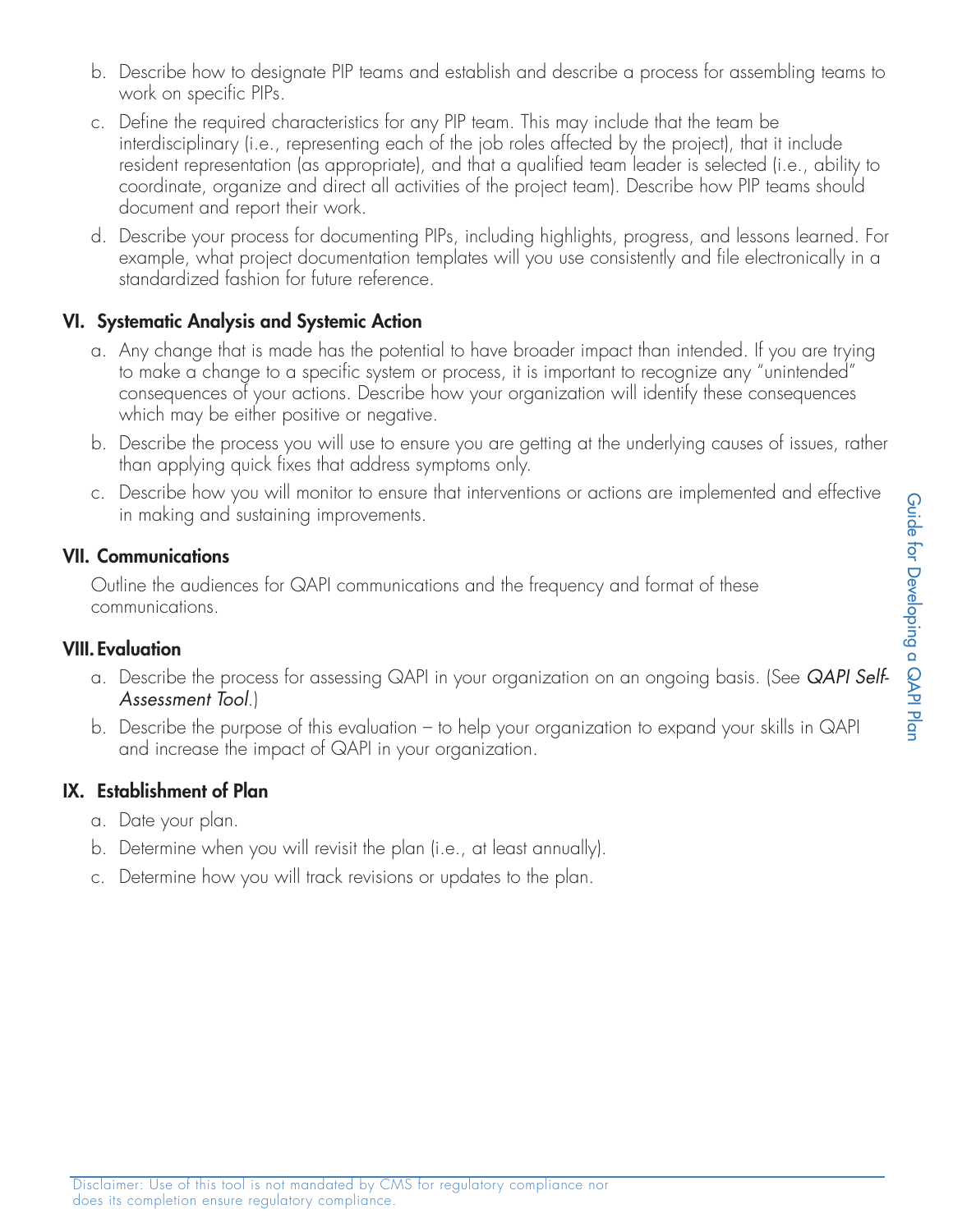b. Describe how to designate PIP teams and establish and describe a process for assembling teams to work on specific PIPs.

c. Define the required characteristics for any PIP team. This may include that the team be interdisciplinary (i.e., representing each of the job roles affected by the project), that it include resident representation (as appropriate), and that a qualified team leader is selected (i.e., ability to coordinate, organize and direct all activities of the project team). Describe how PIP teams should document and report their work.

d. Describe your process for documenting PIPs, including highlights, progress, and lessons learned. For example, what project documentation templates will you use consistently and file electronically in a standardized fashion for future reference.

## VI. Systematic Analysis and Systemic Action

a. Any change that is made has the potential to have broader impact than intended. If you are trying to make a change to a specific system or process, it is important to recognize any "unintended" consequences of your actions. Describe how your organization will identify these consequences which may be either positive or negative.

b. Describe the process you will use to ensure you are getting at the underlying causes of issues, rather than applying quick fixes that address symptoms only.

c. Describe how you will monitor to ensure that interventions or actions are implemented and effective in making and sustaining improvements.

## VII. Communications

Outline the audiences for QAPI communications and the frequency and format of these communications.

## VIII. Evaluation

a. Describe the process for assessing QAPI in your organization on an ongoing basis. (See *QAPI Self-Assessment Tool*.)

b. Describe the purpose of this evaluation – to help your organization to expand your skills in QAPI and increase the impact of QAPI in your organization.

## IX. Establishment of Plan

a. Date your plan.

b. Determine when you will revisit the plan (i.e., at least annually).

c. Determine how you will track revisions or updates to the plan.

Disclaimer: Use of this tool is not mandated by CMS for regulatory compliance nor does its completion ensure regulatory compliance.